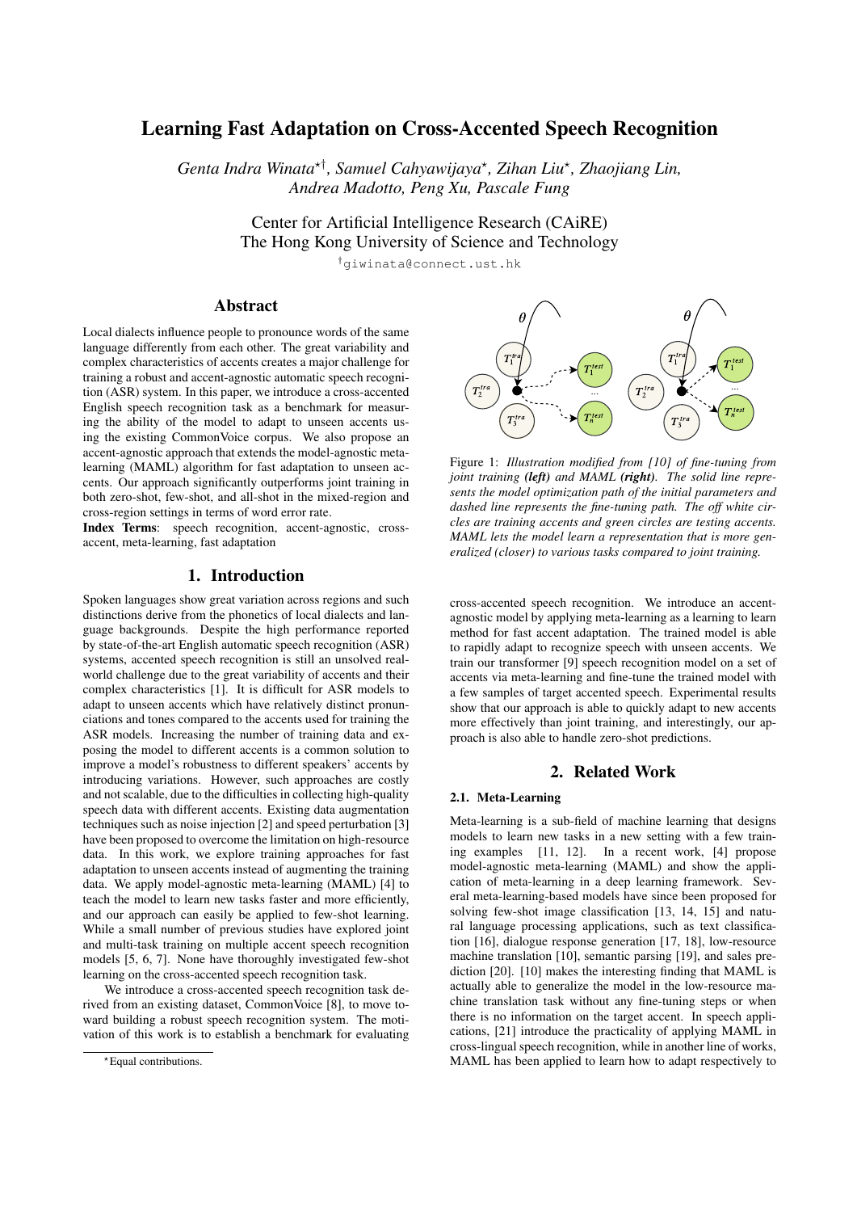# Learning Fast Adaptation on Cross-Accented Speech Recognition

*Genta Indra Winata*[⋆†]*, Samuel Cahyawijaya*[⋆]*, Zihan Liu*[⋆]*, Zhaojiang Lin, Andrea Madotto, Peng Xu, Pascale Fung*

Center for Artificial Intelligence Research (CAiRE)
The Hong Kong University of Science and Technology

[†]giwinata@connect.ust.hk

## Abstract

Local dialects influence people to pronounce words of the same language differently from each other. The great variability and complex characteristics of accents creates a major challenge for training a robust and accent-agnostic automatic speech recognition (ASR) system. In this paper, we introduce a cross-accented English speech recognition task as a benchmark for measuring the ability of the model to adapt to unseen accents using the existing CommonVoice corpus. We also propose an accent-agnostic approach that extends the model-agnostic meta-learning (MAML) algorithm for fast adaptation to unseen accents. Our approach significantly outperforms joint training in both zero-shot, few-shot, and all-shot in the mixed-region and cross-region settings in terms of word error rate.

**Index Terms**: speech recognition, accent-agnostic, cross-accent, meta-learning, fast adaptation

## 1. Introduction

Spoken languages show great variation across regions and such distinctions derive from the phonetics of local dialects and language backgrounds. Despite the high performance reported by state-of-the-art English automatic speech recognition (ASR) systems, accented speech recognition is still an unsolved real-world challenge due to the great variability of accents and their complex characteristics [1]. It is difficult for ASR models to adapt to unseen accents which have relatively distinct pronunciations and tones compared to the accents used for training the ASR models. Increasing the number of training data and exposing the model to different accents is a common solution to improve a model's robustness to different speakers' accents by introducing variations. However, such approaches are costly and not scalable, due to the difficulties in collecting high-quality speech data with different accents. Existing data augmentation techniques such as noise injection [2] and speed perturbation [3] have been proposed to overcome the limitation on high-resource data. In this work, we explore training approaches for fast adaptation to unseen accents instead of augmenting the training data. We apply model-agnostic meta-learning (MAML) [4] to teach the model to learn new tasks faster and more efficiently, and our approach can easily be applied to few-shot learning. While a small number of previous studies have explored joint and multi-task training on multiple accent speech recognition models [5, 6, 7]. None have thoroughly investigated few-shot learning on the cross-accented speech recognition task.

We introduce a cross-accented speech recognition task derived from an existing dataset, CommonVoice [8], to move toward building a robust speech recognition system. The motivation of this work is to establish a benchmark for evaluating cross-accented speech recognition. We introduce an accent-agnostic model by applying meta-learning as a learning to learn method for fast accent adaptation. The trained model is able to rapidly adapt to recognize speech with unseen accents. We train our transformer [9] speech recognition model on a set of accents via meta-learning and fine-tune the trained model with a few samples of target accented speech. Experimental results show that our approach is able to quickly adapt to new accents more effectively than joint training, and interestingly, our approach is also able to handle zero-shot predictions.

Figure 1: *Illustration modified from [10] of fine-tuning from joint training **(left)** and MAML **(right)**. The solid line represents the model optimization path of the initial parameters and dashed line represents the fine-tuning path. The off white circles are training accents and green circles are testing accents. MAML lets the model learn a representation that is more generalized (closer) to various tasks compared to joint training.*

## 2. Related Work

### 2.1. Meta-Learning

Meta-learning is a sub-field of machine learning that designs models to learn new tasks in a new setting with a few training examples [11, 12]. In a recent work, [4] propose model-agnostic meta-learning (MAML) and show the application of meta-learning in a deep learning framework. Several meta-learning-based models have since been proposed for solving few-shot image classification [13, 14, 15] and natural language processing applications, such as text classification [16], dialogue response generation [17, 18], low-resource machine translation [10], semantic parsing [19], and sales prediction [20]. [10] makes the interesting finding that MAML is actually able to generalize the model in the low-resource machine translation task without any fine-tuning steps or when there is no information on the target accent. In speech applications, [21] introduce the practicality of applying MAML in cross-lingual speech recognition, while in another line of works, MAML has been applied to learn how to adapt respectively to

[⋆]Equal contributions.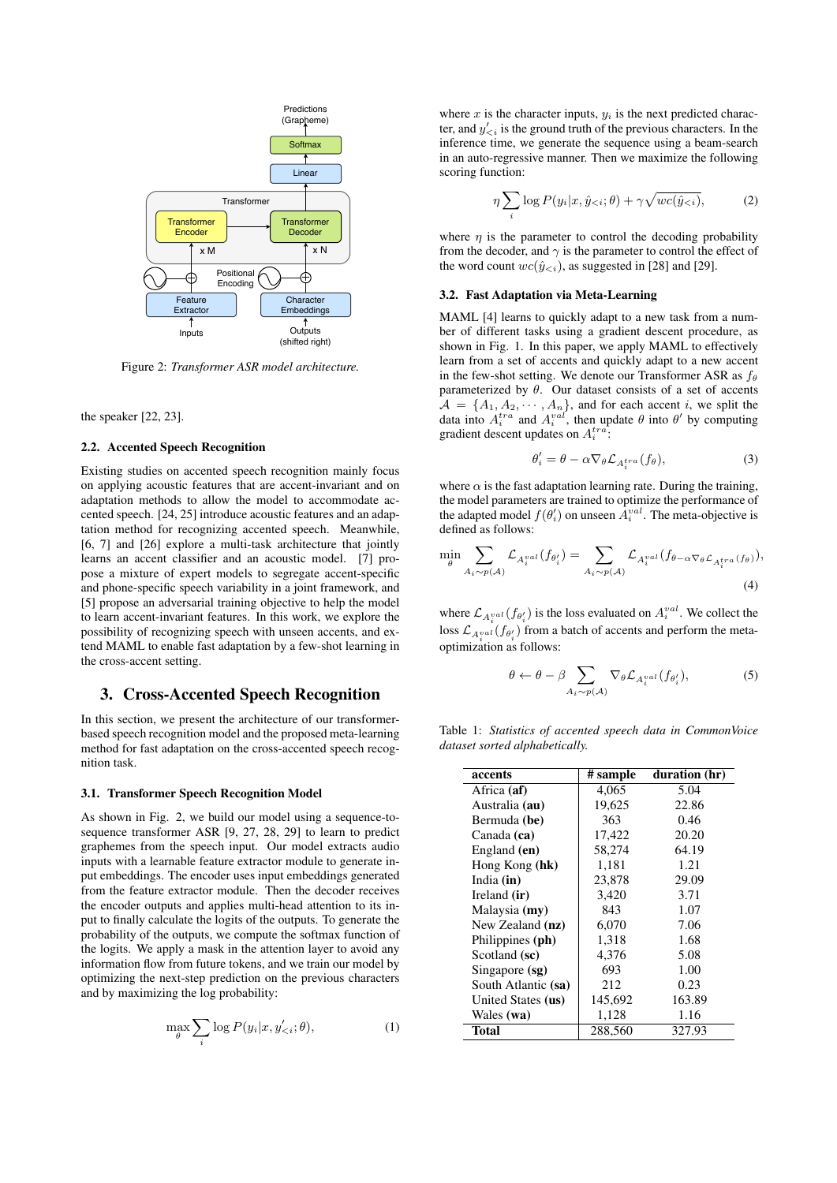Figure 2: *Transformer ASR model architecture.*

the speaker [22, 23].

### 2.2. Accented Speech Recognition

Existing studies on accented speech recognition mainly focus on applying acoustic features that are accent-invariant and on adaptation methods to allow the model to accommodate accented speech. [24, 25] introduce accent features and an adaptation method for recognizing accented speech. Meanwhile, [6, 7] and [26] explore a multi-task architecture that jointly learns an accent classifier and an acoustic model. [7] propose a mixture of expert models to segregate accent-specific and phone-specific speech variability in a joint framework, and [5] propose an adversarial training objective to help the model to learn accent-invariant features. In this work, we explore the possibility of recognizing speech with unseen accents, and extend MAML to enable fast adaptation by a few-shot learning in the cross-accent setting.

## 3. Cross-Accented Speech Recognition

In this section, we present the architecture of our transformer-based speech recognition model and the proposed meta-learning method for fast adaptation on the cross-accented speech recognition task.

### 3.1. Transformer Speech Recognition Model

As shown in Fig. 2, we build our model using a sequence-to-sequence transformer ASR [9, 27, 28, 29] to learn to predict graphemes from the speech input. Our model extracts audio inputs with a learnable feature extractor module to generate input embeddings. The encoder uses input embeddings generated from the feature extractor module. Then the decoder receives the encoder outputs and applies multi-head attention to its input to finally calculate the logits of the outputs. To generate the probability of the outputs, we compute the softmax function of the logits. We apply a mask in the attention layer to avoid any information flow from future tokens, and we train our model by optimizing the next-step prediction on the previous characters and by maximizing the log probability:

$$\max_{\theta} \sum_{i} \log P(y_i | x, y'_{<i}; \theta), \tag{1}$$

where $x$ is the character inputs, $y_i$ is the next predicted character, and $y'_{<i}$ is the ground truth of the previous characters. In the inference time, we generate the sequence using a beam-search in an auto-regressive manner. Then we maximize the following scoring function:

$$\eta \sum_{i} \log P(y_i | x, \hat{y}_{<i}; \theta) + \gamma \sqrt{wc(\hat{y}_{<i})}, \tag{2}$$

where $\eta$ is the parameter to control the decoding probability from the decoder, and $\gamma$ is the parameter to control the effect of the word count $wc(\hat{y}_{<i})$, as suggested in [28] and [29].

### 3.2. Fast Adaptation via Meta-Learning

MAML [4] learns to quickly adapt to a new task from a number of different tasks using a gradient descent procedure, as shown in Fig. 1. In this paper, we apply MAML to effectively learn from a set of accents and quickly adapt to a new accent in the few-shot setting. We denote our Transformer ASR as $f_\theta$ parameterized by $\theta$. Our dataset consists of a set of accents $\mathcal{A} = \{A_1, A_2, \cdots, A_n\}$, and for each accent $i$, we split the data into $A_i^{tra}$ and $A_i^{val}$, then update $\theta$ into $\theta'$ by computing gradient descent updates on $A_i^{tra}$:

$$\theta'_i = \theta - \alpha \nabla_\theta \mathcal{L}_{A_i^{tra}}(f_\theta), \tag{3}$$

where $\alpha$ is the fast adaptation learning rate. During the training, the model parameters are trained to optimize the performance of the adapted model $f(\theta'_i)$ on unseen $A_i^{val}$. The meta-objective is defined as follows:

$$\min_{\theta} \sum_{A_i \sim p(\mathcal{A})} \mathcal{L}_{A_i^{val}}(f_{\theta'_i}) = \sum_{A_i \sim p(\mathcal{A})} \mathcal{L}_{A_i^{val}}(f_{\theta - \alpha \nabla_\theta \mathcal{L}_{A_i^{tra}}(f_\theta)}), \tag{4}$$

where $\mathcal{L}_{A_i^{val}}(f_{\theta'_i})$ is the loss evaluated on $A_i^{val}$. We collect the loss $\mathcal{L}_{A_i^{val}}(f_{\theta'_i})$ from a batch of accents and perform the meta-optimization as follows:

$$\theta \leftarrow \theta - \beta \sum_{A_i \sim p(\mathcal{A})} \nabla_\theta \mathcal{L}_{A_i^{val}}(f_{\theta'_i}), \tag{5}$$

Table 1: *Statistics of accented speech data in CommonVoice dataset sorted alphabetically.*

| accents | # sample | duration (hr) |
|---|---|---|
| Africa (**af**) | 4,065 | 5.04 |
| Australia (**au**) | 19,625 | 22.86 |
| Bermuda (**be**) | 363 | 0.46 |
| Canada (**ca**) | 17,422 | 20.20 |
| England (**en**) | 58,274 | 64.19 |
| Hong Kong (**hk**) | 1,181 | 1.21 |
| India (**in**) | 23,878 | 29.09 |
| Ireland (**ir**) | 3,420 | 3.71 |
| Malaysia (**my**) | 843 | 1.07 |
| New Zealand (**nz**) | 6,070 | 7.06 |
| Philippines (**ph**) | 1,318 | 1.68 |
| Scotland (**sc**) | 4,376 | 5.08 |
| Singapore (**sg**) | 693 | 1.00 |
| South Atlantic (**sa**) | 212 | 0.23 |
| United States (**us**) | 145,692 | 163.89 |
| Wales (**wa**) | 1,128 | 1.16 |
| **Total** | 288,560 | 327.93 |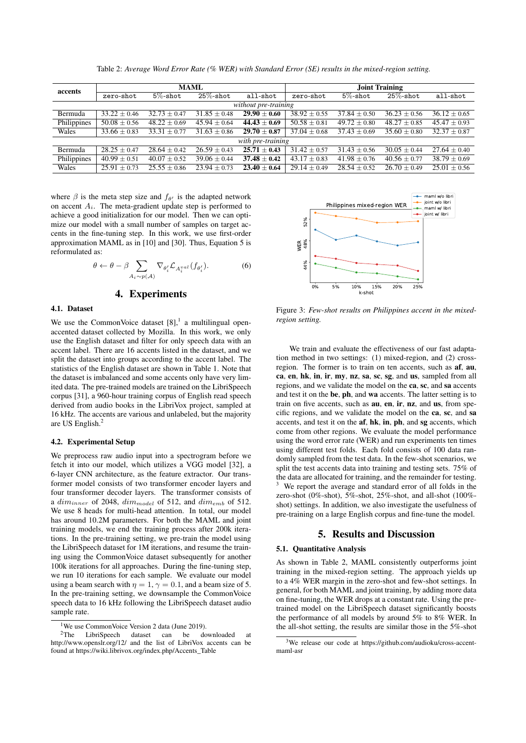Table 2: *Average Word Error Rate (% WER) with Standard Error (SE) results in the mixed-region setting.*

| accents | MAML | | | | Joint Training | | | |
|---|---|---|---|---|---|---|---|---|
| | zero-shot | 5%-shot | 25%-shot | all-shot | zero-shot | 5%-shot | 25%-shot | all-shot |
| *without pre-training* | | | | | | | | |
| Bermuda | $33.22 \pm 0.46$ | $32.73 \pm 0.47$ | $31.85 \pm 0.48$ | $\mathbf{29.90 \pm 0.60}$ | $38.92 \pm 0.55$ | $37.84 \pm 0.50$ | $36.23 \pm 0.56$ | $36.12 \pm 0.65$ |
| Philippines | $50.08 \pm 0.56$ | $48.22 \pm 0.69$ | $45.94 \pm 0.64$ | $\mathbf{44.43 \pm 0.69}$ | $50.58 \pm 0.81$ | $49.72 \pm 0.80$ | $48.27 \pm 0.85$ | $45.47 \pm 0.93$ |
| Wales | $33.66 \pm 0.83$ | $33.31 \pm 0.77$ | $31.63 \pm 0.86$ | $\mathbf{29.70 \pm 0.87}$ | $37.04 \pm 0.68$ | $37.43 \pm 0.69$ | $35.60 \pm 0.80$ | $32.37 \pm 0.87$ |
| *with pre-training* | | | | | | | | |
| Bermuda | $28.25 \pm 0.47$ | $28.64 \pm 0.42$ | $26.59 \pm 0.43$ | $\mathbf{25.71 \pm 0.43}$ | $31.42 \pm 0.57$ | $31.43 \pm 0.56$ | $30.05 \pm 0.44$ | $27.64 \pm 0.40$ |
| Philippines | $40.99 \pm 0.51$ | $40.07 \pm 0.52$ | $39.06 \pm 0.44$ | $\mathbf{37.48 \pm 0.42}$ | $43.17 \pm 0.83$ | $41.98 \pm 0.76$ | $40.56 \pm 0.77$ | $38.79 \pm 0.69$ |
| Wales | $25.91 \pm 0.73$ | $25.55 \pm 0.86$ | $23.94 \pm 0.73$ | $\mathbf{23.40 \pm 0.64}$ | $29.14 \pm 0.49$ | $28.54 \pm 0.52$ | $26.70 \pm 0.49$ | $25.01 \pm 0.56$ |

where $\beta$ is the meta step size and $f_{\theta'_i}$ is the adapted network on accent $A_i$. The meta-gradient update step is performed to achieve a good initialization for our model. Then we can optimize our model with a small number of samples on target accents in the fine-tuning step. In this work, we use first-order approximation MAML as in [10] and [30]. Thus, Equation 5 is reformulated as:

$$\theta \leftarrow \theta - \beta \sum_{A_i \sim p(\mathcal{A})} \nabla_{\theta'_i} \mathcal{L}_{A_i^{val}}(f_{\theta'_i}). \tag{6}$$

## 4. Experiments

### 4.1. Dataset

We use the CommonVoice dataset [8],[1] a multilingual open-accented dataset collected by Mozilla. In this work, we only use the English dataset and filter for only speech data with an accent label. There are 16 accents listed in the dataset, and we split the dataset into groups according to the accent label. The statistics of the English dataset are shown in Table 1. Note that the dataset is imbalanced and some accents only have very limited data. The pre-trained models are trained on the LibriSpeech corpus [31], a 960-hour training corpus of English read speech derived from audio books in the LibriVox project, sampled at 16 kHz. The accents are various and unlabeled, but the majority are US English.[2]

### 4.2. Experimental Setup

We preprocess raw audio input into a spectrogram before we fetch it into our model, which utilizes a VGG model [32], a 6-layer CNN architecture, as the feature extractor. Our transformer model consists of two transformer encoder layers and four transformer decoder layers. The transformer consists of a $dim_{inner}$ of 2048, $dim_{model}$ of 512, and $dim_{emb}$ of 512. We use 8 heads for multi-head attention. In total, our model has around 10.2M parameters. For both the MAML and joint training models, we end the training process after 200k iterations. In the pre-training setting, we pre-train the model using the LibriSpeech dataset for 1M iterations, and resume the training using the CommonVoice dataset subsequently for another 100k iterations for all approaches. During the fine-tuning step, we run 10 iterations for each sample. We evaluate our model using a beam search with $\eta = 1$, $\gamma = 0.1$, and a beam size of 5. In the pre-training setting, we downsample the CommonVoice speech data to 16 kHz following the LibriSpeech dataset audio sample rate.

[1] We use CommonVoice Version 2 data (June 2019).

[2] The LibriSpeech dataset can be downloaded at http://www.openslr.org/12/ and the list of LibriVox accents can be found at https://wiki.librivox.org/index.php/Accents_Table

Figure 3: *Few-shot results on Philippines accent in the mixed-region setting.*

We train and evaluate the effectiveness of our fast adaptation method in two settings: (1) mixed-region, and (2) cross-region. The former is to train on ten accents, such as **af**, **au**, **ca**, **en**, **hk**, **in**, **ir**, **my**, **nz**, **sa**, **sc**, **sg**, and **us**, sampled from all regions, and we validate the model on the **ca**, **sc**, and **sa** accents and test it on the **be**, **ph**, and **wa** accents. The latter setting is to train on five accents, such as **au**, **en**, **ir**, **nz**, and **us**, from specific regions, and we validate the model on the **ca**, **sc**, and **sa** accents, and test it on the **af**, **hk**, **in**, **ph**, and **sg** accents, which come from other regions. We evaluate the model performance using the word error rate (WER) and run experiments ten times using different test folds. Each fold consists of 100 data randomly sampled from the test data. In the few-shot scenarios, we split the test accents data into training and testing sets. 75% of the data are allocated for training, and the remainder for testing. [3] We report the average and standard error of all folds in the zero-shot (0%-shot), 5%-shot, 25%-shot, and all-shot (100%-shot) settings. In addition, we also investigate the usefulness of pre-training on a large English corpus and fine-tune the model.

## 5. Results and Discussion

### 5.1. Quantitative Analysis

As shown in Table 2, MAML consistently outperforms joint training in the mixed-region setting. The approach yields up to a 4% WER margin in the zero-shot and few-shot settings. In general, for both MAML and joint training, by adding more data on fine-tuning, the WER drops at a constant rate. Using the pre-trained model on the LibriSpeech dataset significantly boosts the performance of all models by around 5% to 8% WER. In the all-shot setting, the results are similar those in the 5%-shot

[3] We release our code at https://github.com/audioku/cross-accent-maml-asr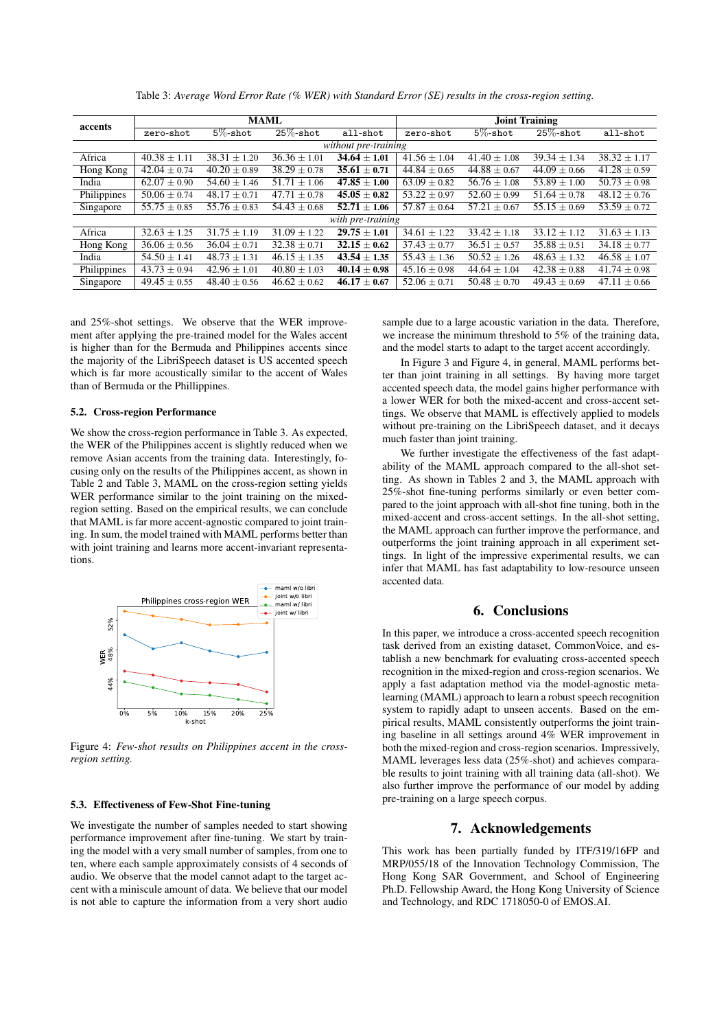Table 3: *Average Word Error Rate (% WER) with Standard Error (SE) results in the cross-region setting.*

| accents | MAML | | | | Joint Training | | | |
|---|---|---|---|---|---|---|---|---|
| | zero-shot | 5%-shot | 25%-shot | all-shot | zero-shot | 5%-shot | 25%-shot | all-shot |
| *without pre-training* | | | | | | | | |
| Africa | $40.38 \pm 1.11$ | $38.31 \pm 1.20$ | $36.36 \pm 1.01$ | $\mathbf{34.64 \pm 1.01}$ | $41.56 \pm 1.04$ | $41.40 \pm 1.08$ | $39.34 \pm 1.34$ | $38.32 \pm 1.17$ |
| Hong Kong | $42.04 \pm 0.74$ | $40.20 \pm 0.89$ | $38.29 \pm 0.78$ | $\mathbf{35.61 \pm 0.71}$ | $44.84 \pm 0.65$ | $44.88 \pm 0.67$ | $44.09 \pm 0.66$ | $41.28 \pm 0.59$ |
| India | $62.07 \pm 0.90$ | $54.60 \pm 1.46$ | $51.71 \pm 1.06$ | $\mathbf{47.85 \pm 1.00}$ | $63.09 \pm 0.82$ | $56.76 \pm 1.08$ | $53.89 \pm 1.00$ | $50.73 \pm 0.98$ |
| Philippines | $50.06 \pm 0.74$ | $48.17 \pm 0.71$ | $47.71 \pm 0.78$ | $\mathbf{45.05 \pm 0.82}$ | $53.22 \pm 0.97$ | $52.60 \pm 0.99$ | $51.64 \pm 0.78$ | $48.12 \pm 0.76$ |
| Singapore | $55.75 \pm 0.85$ | $55.76 \pm 0.83$ | $54.43 \pm 0.68$ | $\mathbf{52.71 \pm 1.06}$ | $57.87 \pm 0.64$ | $57.21 \pm 0.67$ | $55.15 \pm 0.69$ | $53.59 \pm 0.72$ |
| *with pre-training* | | | | | | | | |
| Africa | $32.63 \pm 1.25$ | $31.75 \pm 1.19$ | $31.09 \pm 1.22$ | $\mathbf{29.75 \pm 1.01}$ | $34.61 \pm 1.22$ | $33.42 \pm 1.18$ | $33.12 \pm 1.12$ | $31.63 \pm 1.13$ |
| Hong Kong | $36.06 \pm 0.56$ | $36.04 \pm 0.71$ | $32.38 \pm 0.71$ | $\mathbf{32.15 \pm 0.62}$ | $37.43 \pm 0.77$ | $36.51 \pm 0.57$ | $35.88 \pm 0.51$ | $34.18 \pm 0.77$ |
| India | $54.50 \pm 1.41$ | $48.73 \pm 1.31$ | $46.15 \pm 1.35$ | $\mathbf{43.54 \pm 1.35}$ | $55.43 \pm 1.36$ | $50.52 \pm 1.26$ | $48.63 \pm 1.32$ | $46.58 \pm 1.07$ |
| Philippines | $43.73 \pm 0.94$ | $42.96 \pm 1.01$ | $40.80 \pm 1.03$ | $\mathbf{40.14 \pm 0.98}$ | $45.16 \pm 0.98$ | $44.64 \pm 1.04$ | $42.38 \pm 0.88$ | $41.74 \pm 0.98$ |
| Singapore | $49.45 \pm 0.55$ | $48.40 \pm 0.56$ | $46.62 \pm 0.62$ | $\mathbf{46.17 \pm 0.67}$ | $52.06 \pm 0.71$ | $50.48 \pm 0.70$ | $49.43 \pm 0.69$ | $47.11 \pm 0.66$ |

and 25%-shot settings. We observe that the WER improvement after applying the pre-trained model for the Wales accent is higher than for the Bermuda and Philippines accents since the majority of the LibriSpeech dataset is US accented speech which is far more acoustically similar to the accent of Wales than of Bermuda or the Phillippines.

### 5.2. Cross-region Performance

We show the cross-region performance in Table 3. As expected, the WER of the Philippines accent is slightly reduced when we remove Asian accents from the training data. Interestingly, focusing only on the results of the Philippines accent, as shown in Table 2 and Table 3, MAML on the cross-region setting yields WER performance similar to the joint training on the mixed-region setting. Based on the empirical results, we can conclude that MAML is far more accent-agnostic compared to joint training. In sum, the model trained with MAML performs better than with joint training and learns more accent-invariant representations.

Figure 4: *Few-shot results on Philippines accent in the cross-region setting.*

### 5.3. Effectiveness of Few-Shot Fine-tuning

We investigate the number of samples needed to start showing performance improvement after fine-tuning. We start by training the model with a very small number of samples, from one to ten, where each sample approximately consists of 4 seconds of audio. We observe that the model cannot adapt to the target accent with a miniscule amount of data. We believe that our model is not able to capture the information from a very short audio sample due to a large acoustic variation in the data. Therefore, we increase the minimum threshold to 5% of the training data, and the model starts to adapt to the target accent accordingly.

In Figure 3 and Figure 4, in general, MAML performs better than joint training in all settings. By having more target accented speech data, the model gains higher performance with a lower WER for both the mixed-accent and cross-accent settings. We observe that MAML is effectively applied to models without pre-training on the LibriSpeech dataset, and it decays much faster than joint training.

We further investigate the effectiveness of the fast adaptability of the MAML approach compared to the all-shot setting. As shown in Tables 2 and 3, the MAML approach with 25%-shot fine-tuning performs similarly or even better compared to the joint approach with all-shot fine tuning, both in the mixed-accent and cross-accent settings. In the all-shot setting, the MAML approach can further improve the performance, and outperforms the joint training approach in all experiment settings. In light of the impressive experimental results, we can infer that MAML has fast adaptability to low-resource unseen accented data.

## 6. Conclusions

In this paper, we introduce a cross-accented speech recognition task derived from an existing dataset, CommonVoice, and establish a new benchmark for evaluating cross-accented speech recognition in the mixed-region and cross-region scenarios. We apply a fast adaptation method via the model-agnostic meta-learning (MAML) approach to learn a robust speech recognition system to rapidly adapt to unseen accents. Based on the empirical results, MAML consistently outperforms the joint training baseline in all settings around 4% WER improvement in both the mixed-region and cross-region scenarios. Impressively, MAML leverages less data (25%-shot) and achieves comparable results to joint training with all training data (all-shot). We also further improve the performance of our model by adding pre-training on a large speech corpus.

## 7. Acknowledgements

This work has been partially funded by ITF/319/16FP and MRP/055/18 of the Innovation Technology Commission, The Hong Kong SAR Government, and School of Engineering Ph.D. Fellowship Award, the Hong Kong University of Science and Technology, and RDC 1718050-0 of EMOS.AI.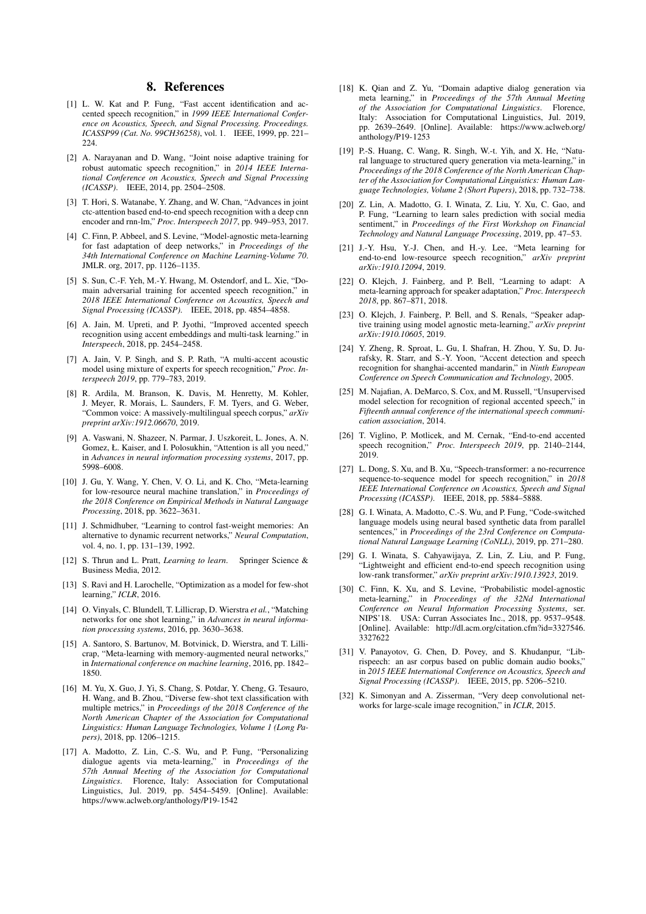# 8. References

[1] L. W. Kat and P. Fung, "Fast accent identification and accented speech recognition," in *1999 IEEE International Conference on Acoustics, Speech, and Signal Processing. Proceedings. ICASSP99 (Cat. No. 99CH36258)*, vol. 1. IEEE, 1999, pp. 221–224.

[2] A. Narayanan and D. Wang, "Joint noise adaptive training for robust automatic speech recognition," in *2014 IEEE International Conference on Acoustics, Speech and Signal Processing (ICASSP)*. IEEE, 2014, pp. 2504–2508.

[3] T. Hori, S. Watanabe, Y. Zhang, and W. Chan, "Advances in joint ctc-attention based end-to-end speech recognition with a deep cnn encoder and rnn-lm," *Proc. Interspeech 2017*, pp. 949–953, 2017.

[4] C. Finn, P. Abbeel, and S. Levine, "Model-agnostic meta-learning for fast adaptation of deep networks," in *Proceedings of the 34th International Conference on Machine Learning-Volume 70*. JMLR. org, 2017, pp. 1126–1135.

[5] S. Sun, C.-F. Yeh, M.-Y. Hwang, M. Ostendorf, and L. Xie, "Domain adversarial training for accented speech recognition," in *2018 IEEE International Conference on Acoustics, Speech and Signal Processing (ICASSP)*. IEEE, 2018, pp. 4854–4858.

[6] A. Jain, M. Upreti, and P. Jyothi, "Improved accented speech recognition using accent embeddings and multi-task learning." in *Interspeech*, 2018, pp. 2454–2458.

[7] A. Jain, V. P. Singh, and S. P. Rath, "A multi-accent acoustic model using mixture of experts for speech recognition," *Proc. Interspeech 2019*, pp. 779–783, 2019.

[8] R. Ardila, M. Branson, K. Davis, M. Henretty, M. Kohler, J. Meyer, R. Morais, L. Saunders, F. M. Tyers, and G. Weber, "Common voice: A massively-multilingual speech corpus," *arXiv preprint arXiv:1912.06670*, 2019.

[9] A. Vaswani, N. Shazeer, N. Parmar, J. Uszkoreit, L. Jones, A. N. Gomez, Ł. Kaiser, and I. Polosukhin, "Attention is all you need," in *Advances in neural information processing systems*, 2017, pp. 5998–6008.

[10] J. Gu, Y. Wang, Y. Chen, V. O. Li, and K. Cho, "Meta-learning for low-resource neural machine translation," in *Proceedings of the 2018 Conference on Empirical Methods in Natural Language Processing*, 2018, pp. 3622–3631.

[11] J. Schmidhuber, "Learning to control fast-weight memories: An alternative to dynamic recurrent networks," *Neural Computation*, vol. 4, no. 1, pp. 131–139, 1992.

[12] S. Thrun and L. Pratt, *Learning to learn*. Springer Science & Business Media, 2012.

[13] S. Ravi and H. Larochelle, "Optimization as a model for few-shot learning," *ICLR*, 2016.

[14] O. Vinyals, C. Blundell, T. Lillicrap, D. Wierstra *et al.*, "Matching networks for one shot learning," in *Advances in neural information processing systems*, 2016, pp. 3630–3638.

[15] A. Santoro, S. Bartunov, M. Botvinick, D. Wierstra, and T. Lillicrap, "Meta-learning with memory-augmented neural networks," in *International conference on machine learning*, 2016, pp. 1842–1850.

[16] M. Yu, X. Guo, J. Yi, S. Chang, S. Potdar, Y. Cheng, G. Tesauro, H. Wang, and B. Zhou, "Diverse few-shot text classification with multiple metrics," in *Proceedings of the 2018 Conference of the North American Chapter of the Association for Computational Linguistics: Human Language Technologies, Volume 1 (Long Papers)*, 2018, pp. 1206–1215.

[17] A. Madotto, Z. Lin, C.-S. Wu, and P. Fung, "Personalizing dialogue agents via meta-learning," in *Proceedings of the 57th Annual Meeting of the Association for Computational Linguistics*. Florence, Italy: Association for Computational Linguistics, Jul. 2019, pp. 5454–5459. [Online]. Available: https://www.aclweb.org/anthology/P19-1542

[18] K. Qian and Z. Yu, "Domain adaptive dialog generation via meta learning," in *Proceedings of the 57th Annual Meeting of the Association for Computational Linguistics*. Florence, Italy: Association for Computational Linguistics, Jul. 2019, pp. 2639–2649. [Online]. Available: https://www.aclweb.org/anthology/P19-1253

[19] P.-S. Huang, C. Wang, R. Singh, W.-t. Yih, and X. He, "Natural language to structured query generation via meta-learning," in *Proceedings of the 2018 Conference of the North American Chapter of the Association for Computational Linguistics: Human Language Technologies, Volume 2 (Short Papers)*, 2018, pp. 732–738.

[20] Z. Lin, A. Madotto, G. I. Winata, Z. Liu, Y. Xu, C. Gao, and P. Fung, "Learning to learn sales prediction with social media sentiment," in *Proceedings of the First Workshop on Financial Technology and Natural Language Processing*, 2019, pp. 47–53.

[21] J.-Y. Hsu, Y.-J. Chen, and H.-y. Lee, "Meta learning for end-to-end low-resource speech recognition," *arXiv preprint arXiv:1910.12094*, 2019.

[22] O. Klejch, J. Fainberg, and P. Bell, "Learning to adapt: A meta-learning approach for speaker adaptation," *Proc. Interspeech 2018*, pp. 867–871, 2018.

[23] O. Klejch, J. Fainberg, P. Bell, and S. Renals, "Speaker adaptive training using model agnostic meta-learning," *arXiv preprint arXiv:1910.10605*, 2019.

[24] Y. Zheng, R. Sproat, L. Gu, I. Shafran, H. Zhou, Y. Su, D. Jurafsky, R. Starr, and S.-Y. Yoon, "Accent detection and speech recognition for shanghai-accented mandarin," in *Ninth European Conference on Speech Communication and Technology*, 2005.

[25] M. Najafian, A. DeMarco, S. Cox, and M. Russell, "Unsupervised model selection for recognition of regional accented speech," in *Fifteenth annual conference of the international speech communication association*, 2014.

[26] T. Viglino, P. Motlicek, and M. Cernak, "End-to-end accented speech recognition," *Proc. Interspeech 2019*, pp. 2140–2144, 2019.

[27] L. Dong, S. Xu, and B. Xu, "Speech-transformer: a no-recurrence sequence-to-sequence model for speech recognition," in *2018 IEEE International Conference on Acoustics, Speech and Signal Processing (ICASSP)*. IEEE, 2018, pp. 5884–5888.

[28] G. I. Winata, A. Madotto, C.-S. Wu, and P. Fung, "Code-switched language models using neural based synthetic data from parallel sentences," in *Proceedings of the 23rd Conference on Computational Natural Language Learning (CoNLL)*, 2019, pp. 271–280.

[29] G. I. Winata, S. Cahyawijaya, Z. Lin, Z. Liu, and P. Fung, "Lightweight and efficient end-to-end speech recognition using low-rank transformer," *arXiv preprint arXiv:1910.13923*, 2019.

[30] C. Finn, K. Xu, and S. Levine, "Probabilistic model-agnostic meta-learning," in *Proceedings of the 32Nd International Conference on Neural Information Processing Systems*, ser. NIPS'18. USA: Curran Associates Inc., 2018, pp. 9537–9548. [Online]. Available: http://dl.acm.org/citation.cfm?id=3327546.3327622

[31] V. Panayotov, G. Chen, D. Povey, and S. Khudanpur, "Librispeech: an asr corpus based on public domain audio books," in *2015 IEEE International Conference on Acoustics, Speech and Signal Processing (ICASSP)*. IEEE, 2015, pp. 5206–5210.

[32] K. Simonyan and A. Zisserman, "Very deep convolutional networks for large-scale image recognition," in *ICLR*, 2015.